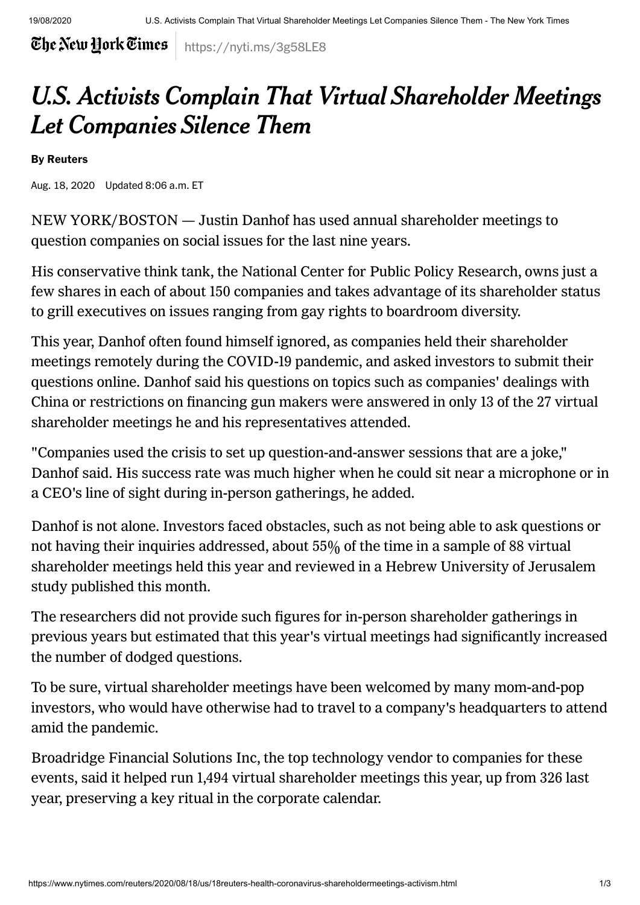The New York Times https://nyti.ms/3g58LE8

# *U.S. Activists Complain That Virtual Shareholder Meetings Let Companies Silence Them*

**By Reuters**

Aug. 18, 2020 Updated 8:06 a.m. ET

NEW YORK/BOSTON — Justin Danhof has used annual shareholder meetings to question companies on social issues for the last nine years.

His conservative think tank, the National Center for Public Policy Research, owns just a few shares in each of about 150 companies and takes advantage of its shareholder status to grill executives on issues ranging from gay rights to boardroom diversity.

This year, Danhof often found himself ignored, as companies held their shareholder meetings remotely during the COVID-19 pandemic, and asked investors to submit their questions online. Danhof said his questions on topics such as companies' dealings with China or restrictions on financing gun makers were answered in only 13 of the 27 virtual shareholder meetings he and his representatives attended.

"Companies used the crisis to set up question-and-answer sessions that are a joke," Danhof said. His success rate was much higher when he could sit near a microphone or in a CEO's line of sight during in-person gatherings, he added.

Danhof is not alone. Investors faced obstacles, such as not being able to ask questions or not having their inquiries addressed, about 55% of the time in a sample of 88 virtual shareholder meetings held this year and reviewed in a Hebrew University of Jerusalem study published this month.

The researchers did not provide such figures for in-person shareholder gatherings in previous years but estimated that this year's virtual meetings had significantly increased the number of dodged questions.

To be sure, virtual shareholder meetings have been welcomed by many mom-and-pop investors, who would have otherwise had to travel to a company's headquarters to attend amid the pandemic.

Broadridge Financial Solutions Inc, the top technology vendor to companies for these events, said it helped run 1,494 virtual shareholder meetings this year, up from 326 last year, preserving a key ritual in the corporate calendar.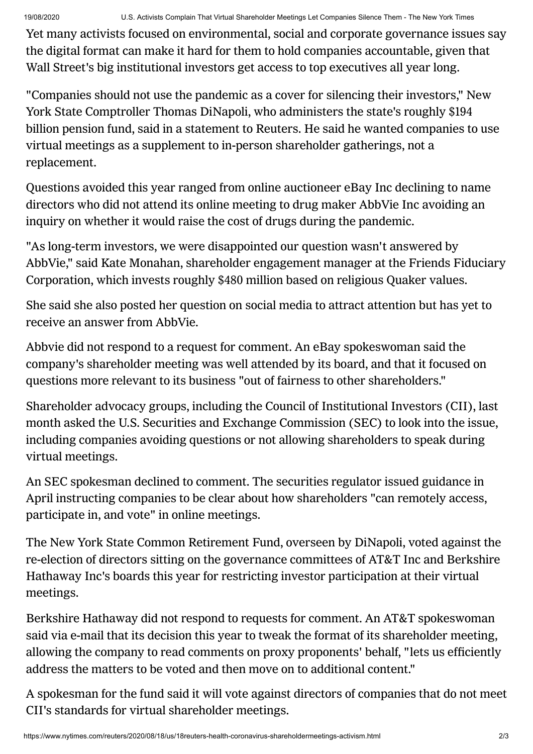Yet many activists focused on environmental, social and corporate governance issues say the digital format can make it hard for them to hold companies accountable, given that Wall Street's big institutional investors get access to top executives all year long.

"Companies should not use the pandemic as a cover for silencing their investors," New York State Comptroller Thomas DiNapoli, who administers the state's roughly $194 billion pension fund, said in a statement to Reuters. He said he wanted companies to use virtual meetings as a supplement to in-person shareholder gatherings, not a replacement.

Questions avoided this year ranged from online auctioneer eBay Inc declining to name directors who did not attend its online meeting to drug maker AbbVie Inc avoiding an inquiry on whether it would raise the cost of drugs during the pandemic.

"As long-term investors, we were disappointed our question wasn't answered by AbbVie," said Kate Monahan, shareholder engagement manager at the Friends Fiduciary Corporation, which invests roughly $480 million based on religious Quaker values.

She said she also posted her question on social media to attract attention but has yet to receive an answer from AbbVie.

Abbvie did not respond to a request for comment. An eBay spokeswoman said the company's shareholder meeting was well attended by its board, and that it focused on questions more relevant to its business "out of fairness to other shareholders."

Shareholder advocacy groups, including the Council of Institutional Investors (CII), last month asked the U.S. Securities and Exchange Commission (SEC) to look into the issue, including companies avoiding questions or not allowing shareholders to speak during virtual meetings.

An SEC spokesman declined to comment. The securities regulator issued guidance in April instructing companies to be clear about how shareholders "can remotely access, participate in, and vote" in online meetings.

The New York State Common Retirement Fund, overseen by DiNapoli, voted against the re-election of directors sitting on the governance committees of AT&T Inc and Berkshire Hathaway Inc's boards this year for restricting investor participation at their virtual meetings.

Berkshire Hathaway did not respond to requests for comment. An AT&T spokeswoman said via e-mail that its decision this year to tweak the format of its shareholder meeting, allowing the company to read comments on proxy proponents' behalf, "lets us efficiently address the matters to be voted and then move on to additional content."

A spokesman for the fund said it will vote against directors of companies that do not meet CII's standards for virtual shareholder meetings.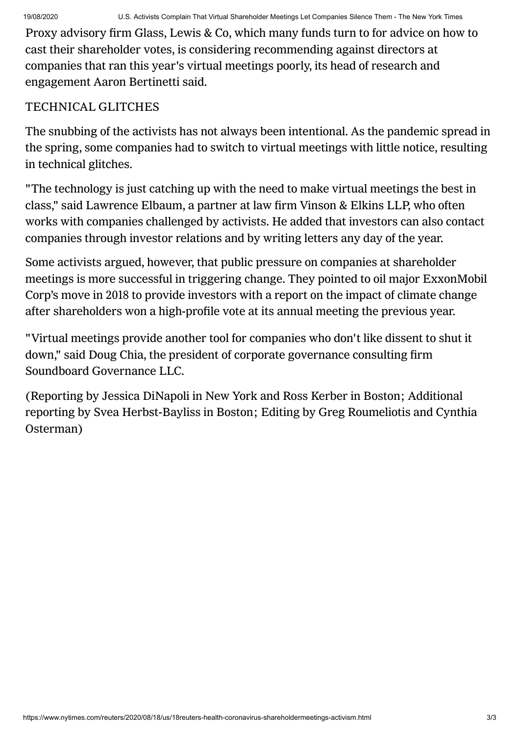Proxy advisory firm Glass, Lewis & Co, which many funds turn to for advice on how to cast their shareholder votes, is considering recommending against directors at companies that ran this year's virtual meetings poorly, its head of research and engagement Aaron Bertinetti said.

## TECHNICAL GLITCHES

The snubbing of the activists has not always been intentional. As the pandemic spread in the spring, some companies had to switch to virtual meetings with little notice, resulting in technical glitches.

"The technology is just catching up with the need to make virtual meetings the best in class," said Lawrence Elbaum, a partner at law firm Vinson & Elkins LLP, who often works with companies challenged by activists. He added that investors can also contact companies through investor relations and by writing letters any day of the year.

Some activists argued, however, that public pressure on companies at shareholder meetings is more successful in triggering change. They pointed to oil major ExxonMobil Corp's move in 2018 to provide investors with a report on the impact of climate change after shareholders won a high-profile vote at its annual meeting the previous year.

"Virtual meetings provide another tool for companies who don't like dissent to shut it down," said Doug Chia, the president of corporate governance consulting firm Soundboard Governance LLC.

(Reporting by Jessica DiNapoli in New York and Ross Kerber in Boston; Additional reporting by Svea Herbst-Bayliss in Boston; Editing by Greg Roumeliotis and Cynthia Osterman)